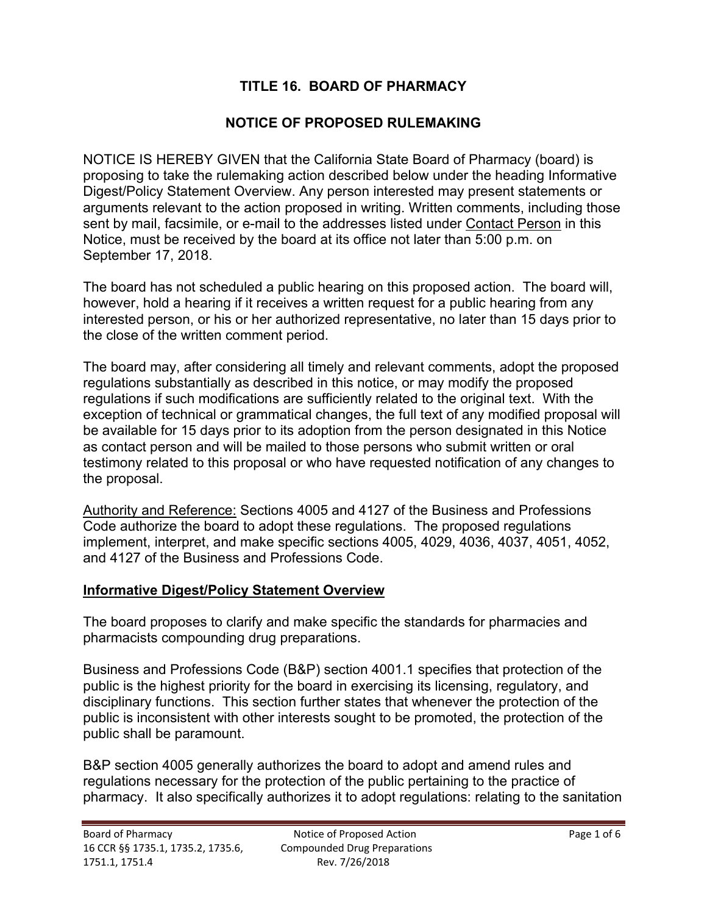# TITLE 16. BOARD OF PHARMACY

## NOTICE OF PROPOSED RULEMAKING

NOTICE IS HEREBY GIVEN that the California State Board of Pharmacy (board) is proposing to take the rulemaking action described below under the heading Informative Digest/Policy Statement Overview. Any person interested may present statements or arguments relevant to the action proposed in writing. Written comments, including those sent by mail, facsimile, or e-mail to the addresses listed under Contact Person in this Notice, must be received by the board at its office not later than 5:00 p.m. on September 17, 2018.

The board has not scheduled a public hearing on this proposed action. The board will, however, hold a hearing if it receives a written request for a public hearing from any interested person, or his or her authorized representative, no later than 15 days prior to the close of the written comment period.

The board may, after considering all timely and relevant comments, adopt the proposed regulations substantially as described in this notice, or may modify the proposed regulations if such modifications are sufficiently related to the original text. With the exception of technical or grammatical changes, the full text of any modified proposal will be available for 15 days prior to its adoption from the person designated in this Notice as contact person and will be mailed to those persons who submit written or oral testimony related to this proposal or who have requested notification of any changes to the proposal.

Authority and Reference: Sections 4005 and 4127 of the Business and Professions Code authorize the board to adopt these regulations. The proposed regulations implement, interpret, and make specific sections 4005, 4029, 4036, 4037, 4051, 4052, and 4127 of the Business and Professions Code.

**Informative Digest/Policy Statement Overview**

The board proposes to clarify and make specific the standards for pharmacies and pharmacists compounding drug preparations.

Business and Professions Code (B&P) section 4001.1 specifies that protection of the public is the highest priority for the board in exercising its licensing, regulatory, and disciplinary functions. This section further states that whenever the protection of the public is inconsistent with other interests sought to be promoted, the protection of the public shall be paramount.

B&P section 4005 generally authorizes the board to adopt and amend rules and regulations necessary for the protection of the public pertaining to the practice of pharmacy. It also specifically authorizes it to adopt regulations: relating to the sanitation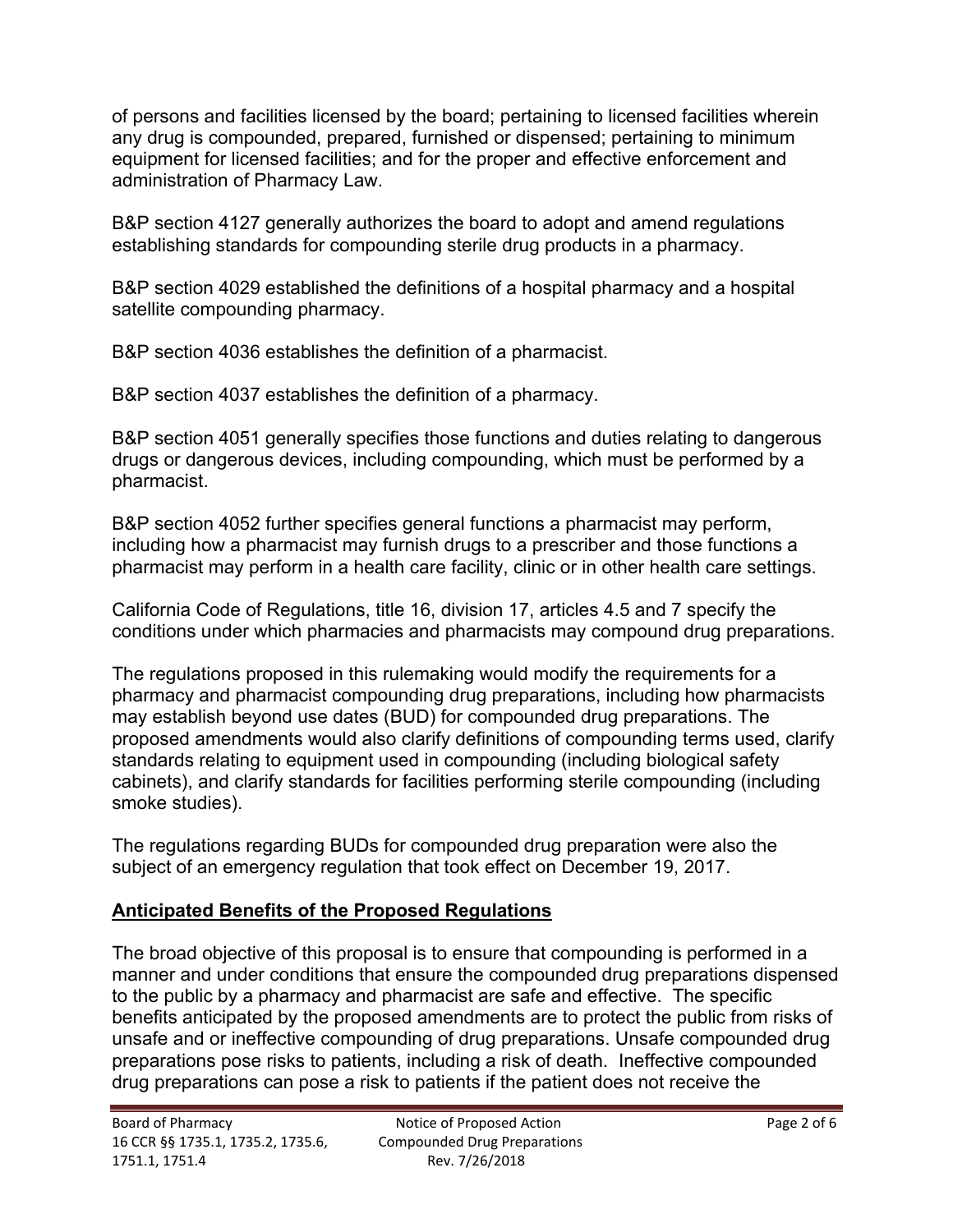of persons and facilities licensed by the board; pertaining to licensed facilities wherein any drug is compounded, prepared, furnished or dispensed; pertaining to minimum equipment for licensed facilities; and for the proper and effective enforcement and administration of Pharmacy Law.

B&P section 4127 generally authorizes the board to adopt and amend regulations establishing standards for compounding sterile drug products in a pharmacy.

B&P section 4029 established the definitions of a hospital pharmacy and a hospital satellite compounding pharmacy.

B&P section 4036 establishes the definition of a pharmacist.

B&P section 4037 establishes the definition of a pharmacy.

B&P section 4051 generally specifies those functions and duties relating to dangerous drugs or dangerous devices, including compounding, which must be performed by a pharmacist.

B&P section 4052 further specifies general functions a pharmacist may perform, including how a pharmacist may furnish drugs to a prescriber and those functions a pharmacist may perform in a health care facility, clinic or in other health care settings.

California Code of Regulations, title 16, division 17, articles 4.5 and 7 specify the conditions under which pharmacies and pharmacists may compound drug preparations.

The regulations proposed in this rulemaking would modify the requirements for a pharmacy and pharmacist compounding drug preparations, including how pharmacists may establish beyond use dates (BUD) for compounded drug preparations. The proposed amendments would also clarify definitions of compounding terms used, clarify standards relating to equipment used in compounding (including biological safety cabinets), and clarify standards for facilities performing sterile compounding (including smoke studies).

The regulations regarding BUDs for compounded drug preparation were also the subject of an emergency regulation that took effect on December 19, 2017.

## Anticipated Benefits of the Proposed Regulations

The broad objective of this proposal is to ensure that compounding is performed in a manner and under conditions that ensure the compounded drug preparations dispensed to the public by a pharmacy and pharmacist are safe and effective. The specific benefits anticipated by the proposed amendments are to protect the public from risks of unsafe and or ineffective compounding of drug preparations. Unsafe compounded drug preparations pose risks to patients, including a risk of death. Ineffective compounded drug preparations can pose a risk to patients if the patient does not receive the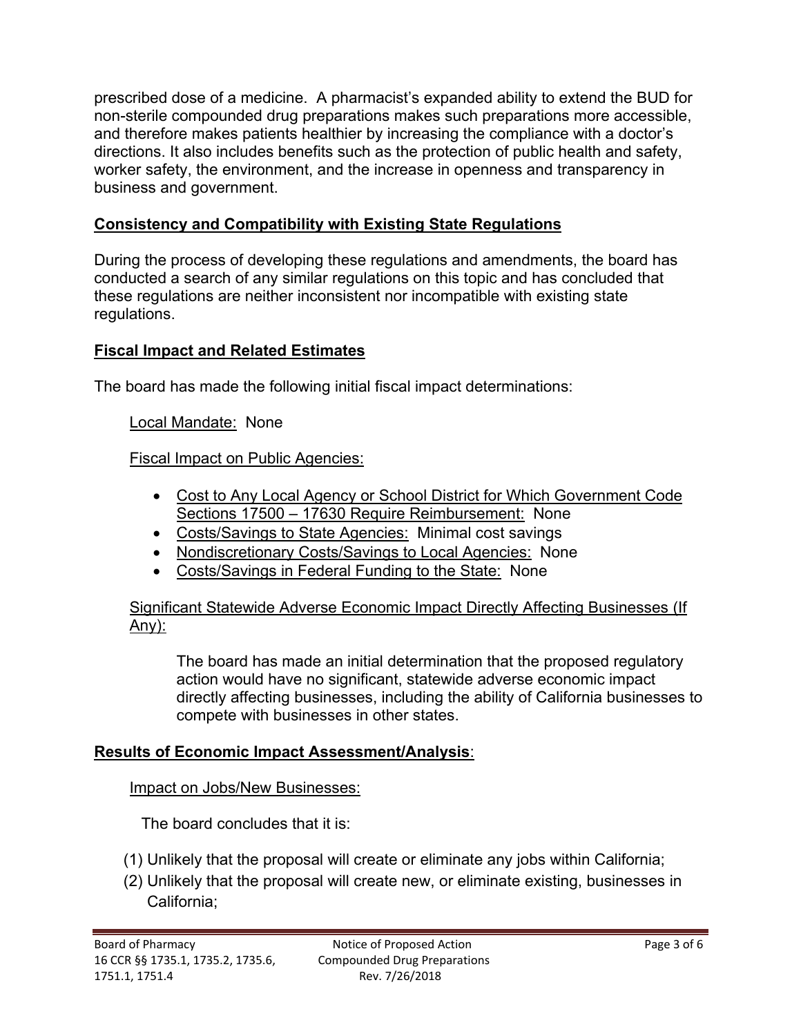prescribed dose of a medicine. A pharmacist's expanded ability to extend the BUD for non-sterile compounded drug preparations makes such preparations more accessible, and therefore makes patients healthier by increasing the compliance with a doctor's directions. It also includes benefits such as the protection of public health and safety, worker safety, the environment, and the increase in openness and transparency in business and government.

## Consistency and Compatibility with Existing State Regulations

During the process of developing these regulations and amendments, the board has conducted a search of any similar regulations on this topic and has concluded that these regulations are neither inconsistent nor incompatible with existing state regulations.

## Fiscal Impact and Related Estimates

The board has made the following initial fiscal impact determinations:

Local Mandate: None

Fiscal Impact on Public Agencies:

- Cost to Any Local Agency or School District for Which Government Code Sections 17500 – 17630 Require Reimbursement: None
- Costs/Savings to State Agencies: Minimal cost savings
- Nondiscretionary Costs/Savings to Local Agencies: None
- Costs/Savings in Federal Funding to the State: None

Significant Statewide Adverse Economic Impact Directly Affecting Businesses (If Any):

The board has made an initial determination that the proposed regulatory action would have no significant, statewide adverse economic impact directly affecting businesses, including the ability of California businesses to compete with businesses in other states.

## Results of Economic Impact Assessment/Analysis:

Impact on Jobs/New Businesses:

The board concludes that it is:

(1) Unlikely that the proposal will create or eliminate any jobs within California;
(2) Unlikely that the proposal will create new, or eliminate existing, businesses in California;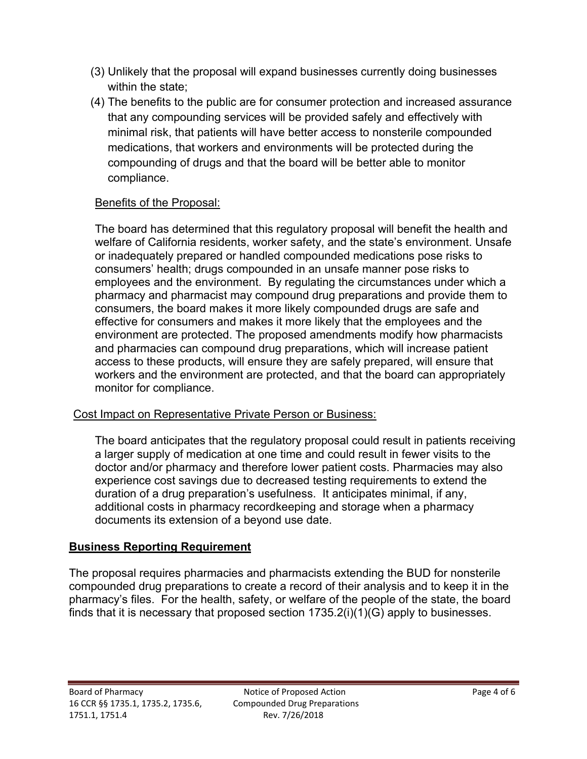(3) Unlikely that the proposal will expand businesses currently doing businesses within the state;

(4) The benefits to the public are for consumer protection and increased assurance that any compounding services will be provided safely and effectively with minimal risk, that patients will have better access to nonsterile compounded medications, that workers and environments will be protected during the compounding of drugs and that the board will be better able to monitor compliance.

Benefits of the Proposal:

The board has determined that this regulatory proposal will benefit the health and welfare of California residents, worker safety, and the state's environment. Unsafe or inadequately prepared or handled compounded medications pose risks to consumers' health; drugs compounded in an unsafe manner pose risks to employees and the environment. By regulating the circumstances under which a pharmacy and pharmacist may compound drug preparations and provide them to consumers, the board makes it more likely compounded drugs are safe and effective for consumers and makes it more likely that the employees and the environment are protected. The proposed amendments modify how pharmacists and pharmacies can compound drug preparations, which will increase patient access to these products, will ensure they are safely prepared, will ensure that workers and the environment are protected, and that the board can appropriately monitor for compliance.

Cost Impact on Representative Private Person or Business:

The board anticipates that the regulatory proposal could result in patients receiving a larger supply of medication at one time and could result in fewer visits to the doctor and/or pharmacy and therefore lower patient costs. Pharmacies may also experience cost savings due to decreased testing requirements to extend the duration of a drug preparation's usefulness. It anticipates minimal, if any, additional costs in pharmacy recordkeeping and storage when a pharmacy documents its extension of a beyond use date.

## Business Reporting Requirement

The proposal requires pharmacies and pharmacists extending the BUD for nonsterile compounded drug preparations to create a record of their analysis and to keep it in the pharmacy's files. For the health, safety, or welfare of the people of the state, the board finds that it is necessary that proposed section 1735.2(i)(1)(G) apply to businesses.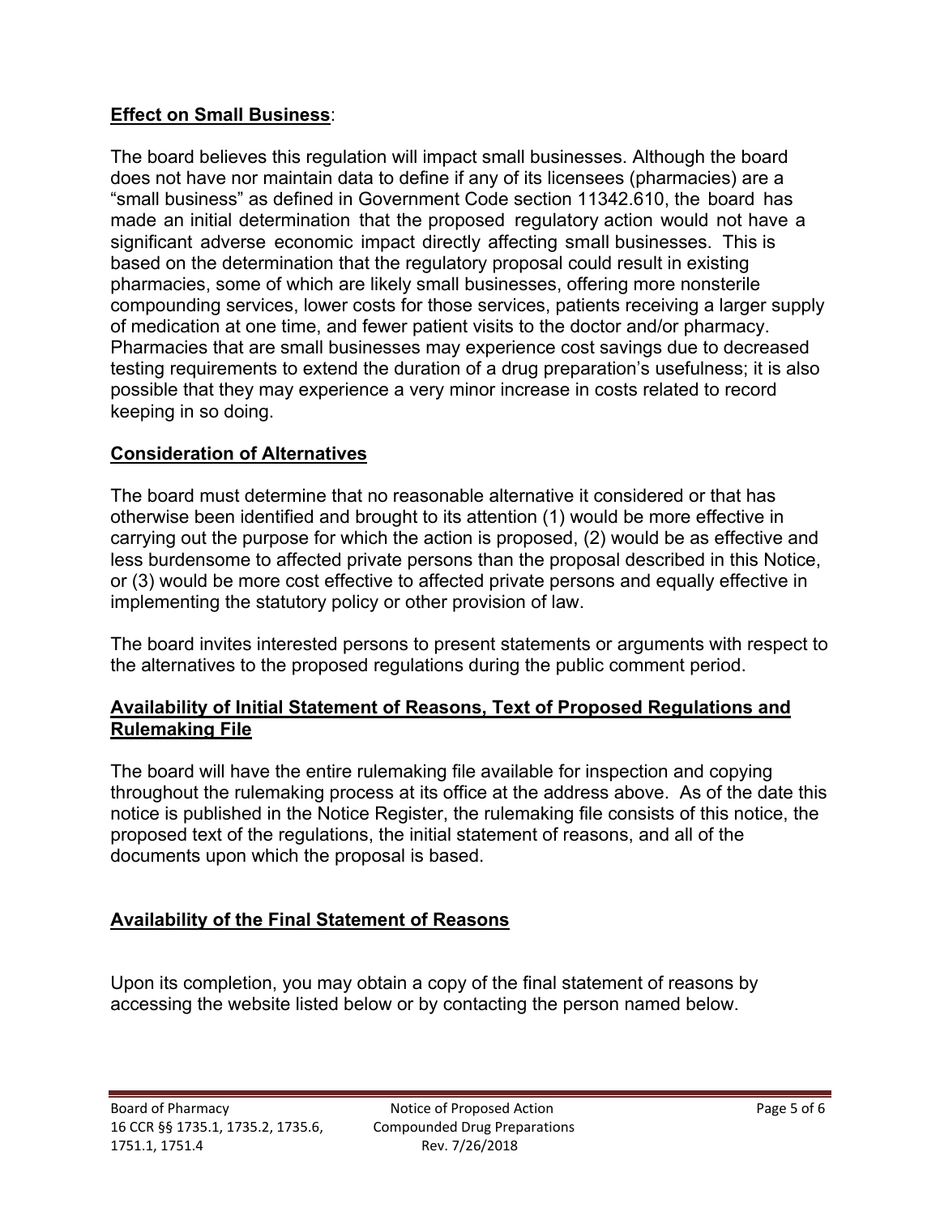**Effect on Small Business**:

The board believes this regulation will impact small businesses. Although the board does not have nor maintain data to define if any of its licensees (pharmacies) are a "small business" as defined in Government Code section 11342.610, the board has made an initial determination that the proposed regulatory action would not have a significant adverse economic impact directly affecting small businesses. This is based on the determination that the regulatory proposal could result in existing pharmacies, some of which are likely small businesses, offering more nonsterile compounding services, lower costs for those services, patients receiving a larger supply of medication at one time, and fewer patient visits to the doctor and/or pharmacy. Pharmacies that are small businesses may experience cost savings due to decreased testing requirements to extend the duration of a drug preparation's usefulness; it is also possible that they may experience a very minor increase in costs related to record keeping in so doing.

**Consideration of Alternatives**

The board must determine that no reasonable alternative it considered or that has otherwise been identified and brought to its attention (1) would be more effective in carrying out the purpose for which the action is proposed, (2) would be as effective and less burdensome to affected private persons than the proposal described in this Notice, or (3) would be more cost effective to affected private persons and equally effective in implementing the statutory policy or other provision of law.

The board invites interested persons to present statements or arguments with respect to the alternatives to the proposed regulations during the public comment period.

**Availability of Initial Statement of Reasons, Text of Proposed Regulations and Rulemaking File**

The board will have the entire rulemaking file available for inspection and copying throughout the rulemaking process at its office at the address above. As of the date this notice is published in the Notice Register, the rulemaking file consists of this notice, the proposed text of the regulations, the initial statement of reasons, and all of the documents upon which the proposal is based.

**Availability of the Final Statement of Reasons**

Upon its completion, you may obtain a copy of the final statement of reasons by accessing the website listed below or by contacting the person named below.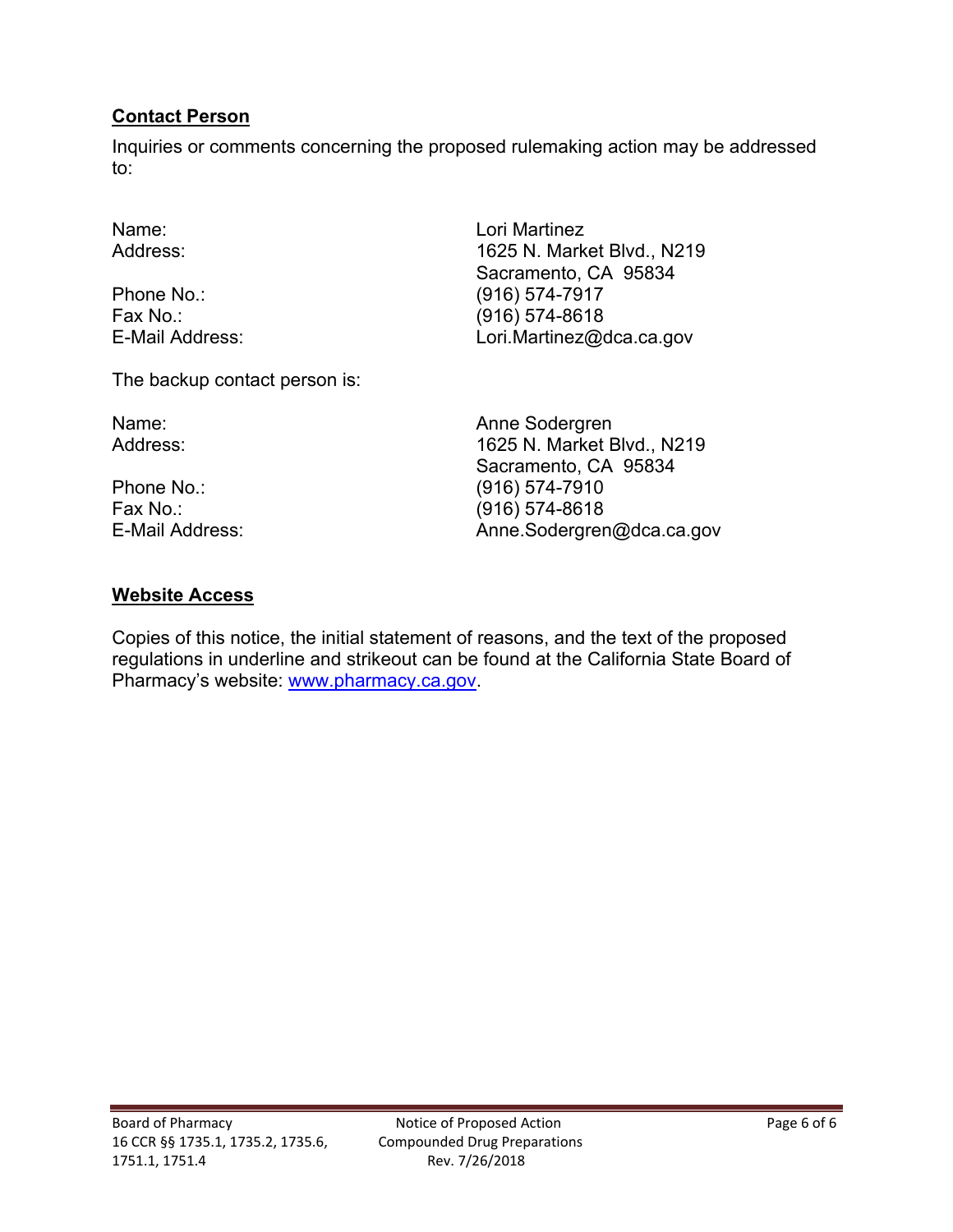**Contact Person**

Inquiries or comments concerning the proposed rulemaking action may be addressed to:

| | |
|---|---|
| Name: | Lori Martinez |
| Address: | 1625 N. Market Blvd., N219<br>Sacramento, CA 95834 |
| Phone No.: | (916) 574-7917 |
| Fax No.: | (916) 574-8618 |
| E-Mail Address: | Lori.Martinez@dca.ca.gov |

The backup contact person is:

| | |
|---|---|
| Name: | Anne Sodergren |
| Address: | 1625 N. Market Blvd., N219<br>Sacramento, CA 95834 |
| Phone No.: | (916) 574-7910 |
| Fax No.: | (916) 574-8618 |
| E-Mail Address: | Anne.Sodergren@dca.ca.gov |

**Website Access**

Copies of this notice, the initial statement of reasons, and the text of the proposed regulations in underline and strikeout can be found at the California State Board of Pharmacy's website: [www.pharmacy.ca.gov](http://www.pharmacy.ca.gov).